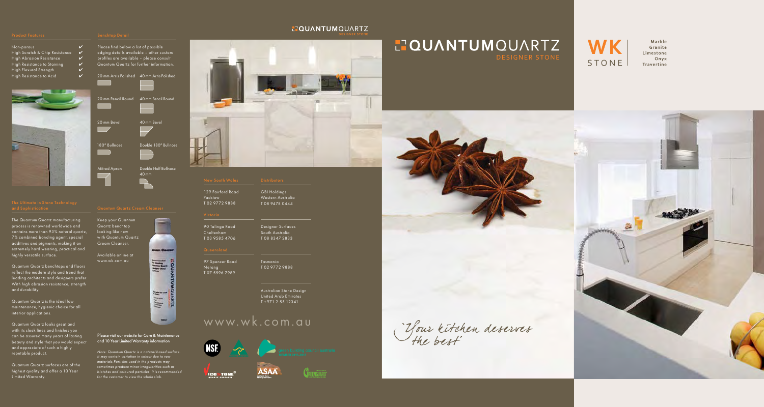## Product Features

- Non-porous ✔
- High Scratch & Chip Resistance ✔
- High Abrasion Resistance ✔
- High Resistance to Staining ✔
- High Flexural Strength ✔
- High Resistance to Acid ✔

## The Ultimate in Stone Technology and Sophistication

The Quantum Quartz manufacturing process is renowned worldwide and contains more than 93% natural quartz, 7% combined bonding agent, special additives and pigments, making it an extremely hard wearing, practical and highly versatile surface.

Quantum Quartz benchtops and floors reflect the modern style and trend that leading architects and designers prefer. With high abrasion resistance, strength and durability.

Quantum Quartz is the ideal low maintenance, hygienic choice for all interior applications.

Quantum Quartz looks great and with its sleek lines and finishes you can be assured many years of lasting beauty and style that you would expect and appreciate of such a highly reputable product.

Quantum Quartz surfaces are of the highest quality and offer a 10 Year Limited Warranty.

## Benchtop Detail

Please find below a list of possible edging details available – other custom profiles are available – please consult Quantum Quartz for further information.

- 20 mm Arris Polished
- 40 mm Arris Polished
- 20 mm Pencil Round
- 40 mm Pencil Round
- 20 mm Bevel
- 40 mm Bevel
- 180° Bullnose
- Double 180° Bullnose
- Mitred Apron
- Double Half Bullnose 40 mm

## Quantum Quartz Cream Cleanser

Keep your Quantum Quartz benchtop looking like new with Quantum Quartz Cream Cleanser.

Available online at www.wk.com.au

**Please visit our website for Care & Maintenance and 10 Year Limited Warranty information**

*Note: Quantum Quartz is a natural based surface. It may contain variation in colour due to raw materials. Particles used in the products may sometimes produce minor irregularities such as blotches and coloured particles. It is recommended for the customer to view the whole slab.*

QUANTUMQUARTZ DESIGNER STONE

### New South Wales

129 Fairford Road
Padstow
T 02 9772 9888

### Victoria

90 Talinga Road
Cheltenham
T 03 9585 4706

### Queensland

97 Spencer Road
Nerang
T 07 5596 7989

### Distributors

GBI Holdings
Western Australia
T 08 9478 0444

Designer Surfaces
South Australia
T 08 8347 2833

Tasmania
T 02 9772 9888

Australian Stone Design
United Arab Emirates
T +971 2 55 12341

# www.wk.com.au

NSF · green building council australia · VICOSTONE · ASAA · GREENGUARD

# QUANTUMQUARTZ DESIGNER STONE

WK STONE — Marble, Granite, Limestone, Onyx, Travertine

*'Your kitchen deserves the best'*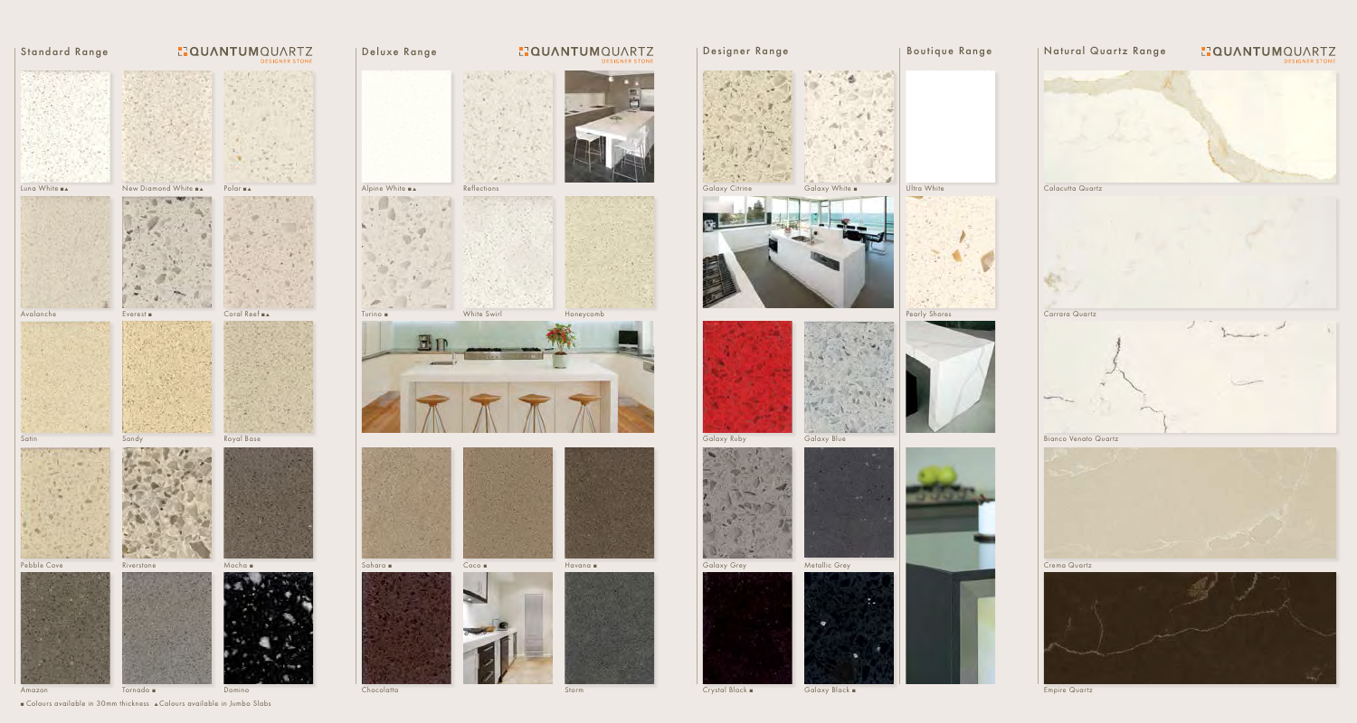## Standard Range

QUANTUMQUARTZ DESIGNER STONE

Luna White ■▲

New Diamond White ■▲

Polar ■▲

Avalanche

Everest ■

Coral Reef ■▲

Satin

Sandy

Royal Base

Pebble Cove

Riverstone

Mocha ■

Amazon

Tornado ■

Domino

■ Colours available in 30mm thickness ▲Colours available in Jumbo Slabs

## Deluxe Range

QUANTUMQUARTZ DESIGNER STONE

Alpine White ■▲

Reflections

Turino ■

White Swirl

Honeycomb

Sahara ■

Coco ■

Havana ■

Chocolatto

Storm

## Designer Range

Galaxy Citrine

Galaxy White ■

Galaxy Ruby

Galaxy Blue

Galaxy Grey

Metallic Grey

Crystal Black ■

Galaxy Black ■

## Boutique Range

Ultra White

Pearly Shores

## Natural Quartz Range

QUANTUMQUARTZ DESIGNER STONE

Calacutta Quartz

Carrara Quartz

Bianco Venato Quartz

Crema Quartz

Empire Quartz